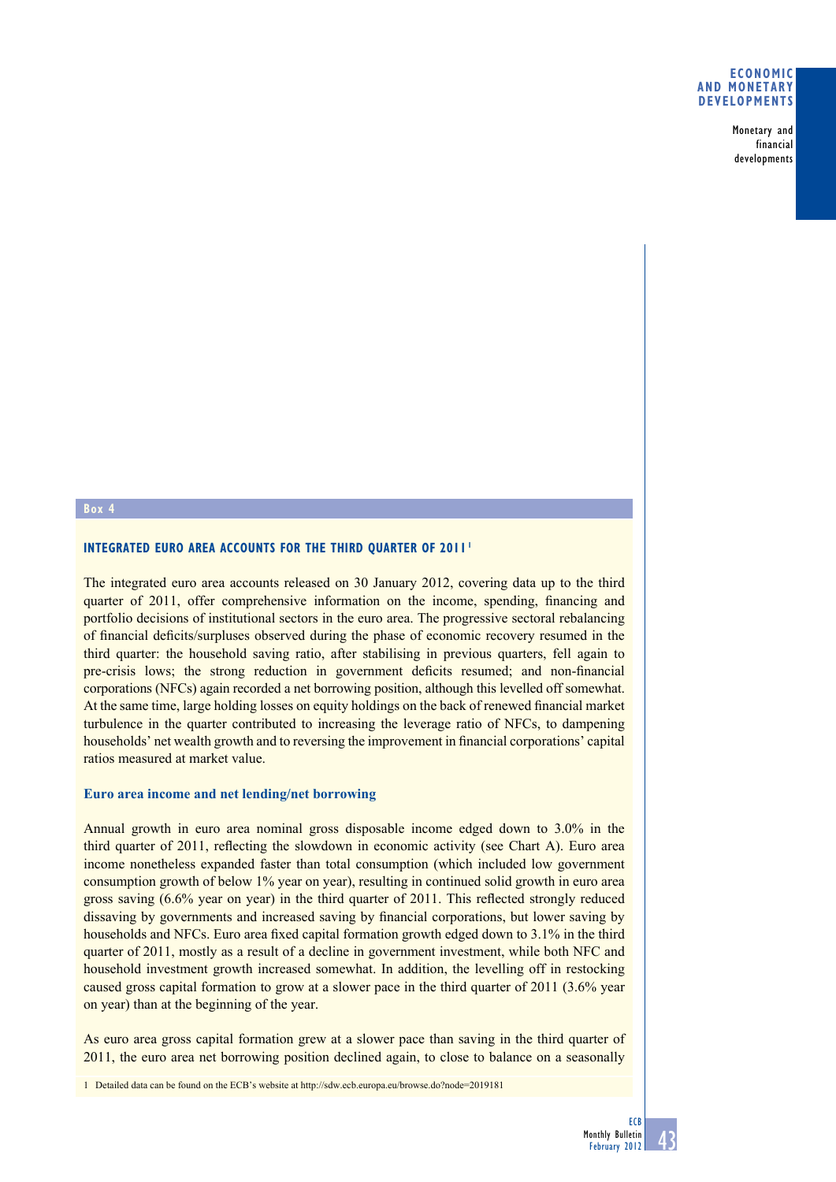Box 4

### INTEGRATED EURO AREA ACCOUNTS FOR THE THIRD QUARTER OF 2011[1]

The integrated euro area accounts released on 30 January 2012, covering data up to the third quarter of 2011, offer comprehensive information on the income, spending, financing and portfolio decisions of institutional sectors in the euro area. The progressive sectoral rebalancing of financial deficits/surpluses observed during the phase of economic recovery resumed in the third quarter: the household saving ratio, after stabilising in previous quarters, fell again to pre-crisis lows; the strong reduction in government deficits resumed; and non-financial corporations (NFCs) again recorded a net borrowing position, although this levelled off somewhat. At the same time, large holding losses on equity holdings on the back of renewed financial market turbulence in the quarter contributed to increasing the leverage ratio of NFCs, to dampening households' net wealth growth and to reversing the improvement in financial corporations' capital ratios measured at market value.

#### Euro area income and net lending/net borrowing

Annual growth in euro area nominal gross disposable income edged down to 3.0% in the third quarter of 2011, reflecting the slowdown in economic activity (see Chart A). Euro area income nonetheless expanded faster than total consumption (which included low government consumption growth of below 1% year on year), resulting in continued solid growth in euro area gross saving (6.6% year on year) in the third quarter of 2011. This reflected strongly reduced dissaving by governments and increased saving by financial corporations, but lower saving by households and NFCs. Euro area fixed capital formation growth edged down to 3.1% in the third quarter of 2011, mostly as a result of a decline in government investment, while both NFC and household investment growth increased somewhat. In addition, the levelling off in restocking caused gross capital formation to grow at a slower pace in the third quarter of 2011 (3.6% year on year) than at the beginning of the year.

As euro area gross capital formation grew at a slower pace than saving in the third quarter of 2011, the euro area net borrowing position declined again, to close to balance on a seasonally

1 Detailed data can be found on the ECB's website at http://sdw.ecb.europa.eu/browse.do?node=2019181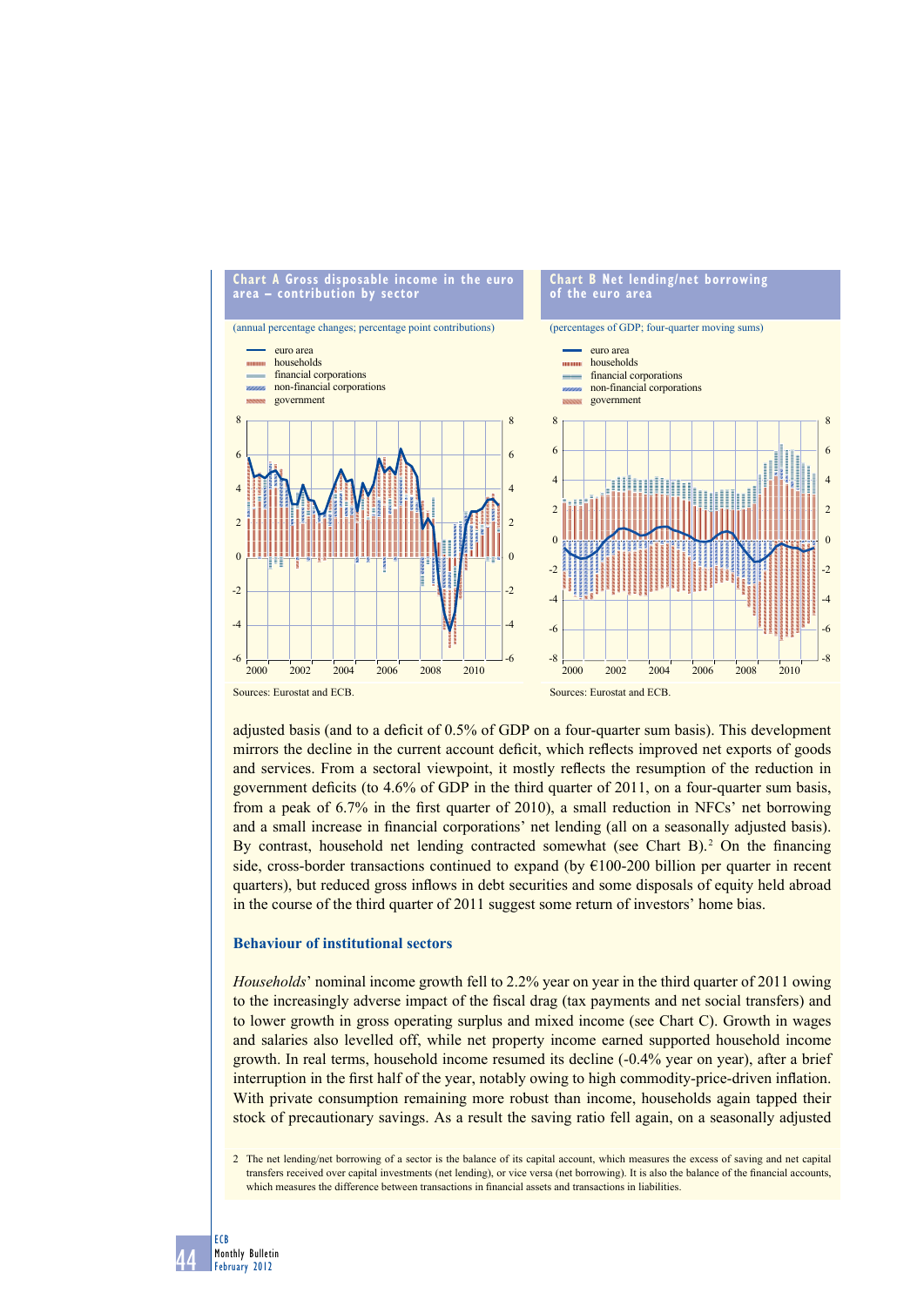**Chart A Gross disposable income in the euro area – contribution by sector**

(annual percentage changes; percentage point contributions)

- euro area
- households
- financial corporations
- non-financial corporations
- government

Sources: Eurostat and ECB.

**Chart B Net lending/net borrowing of the euro area**

(percentages of GDP; four-quarter moving sums)

- euro area
- households
- financial corporations
- non-financial corporations
- government

Sources: Eurostat and ECB.

adjusted basis (and to a deficit of 0.5% of GDP on a four-quarter sum basis). This development mirrors the decline in the current account deficit, which reflects improved net exports of goods and services. From a sectoral viewpoint, it mostly reflects the resumption of the reduction in government deficits (to 4.6% of GDP in the third quarter of 2011, on a four-quarter sum basis, from a peak of 6.7% in the first quarter of 2010), a small reduction in NFCs' net borrowing and a small increase in financial corporations' net lending (all on a seasonally adjusted basis). By contrast, household net lending contracted somewhat (see Chart B).[2] On the financing side, cross-border transactions continued to expand (by €100-200 billion per quarter in recent quarters), but reduced gross inflows in debt securities and some disposals of equity held abroad in the course of the third quarter of 2011 suggest some return of investors' home bias.

## Behaviour of institutional sectors

*Households*' nominal income growth fell to 2.2% year on year in the third quarter of 2011 owing to the increasingly adverse impact of the fiscal drag (tax payments and net social transfers) and to lower growth in gross operating surplus and mixed income (see Chart C). Growth in wages and salaries also levelled off, while net property income earned supported household income growth. In real terms, household income resumed its decline (-0.4% year on year), after a brief interruption in the first half of the year, notably owing to high commodity-price-driven inflation. With private consumption remaining more robust than income, households again tapped their stock of precautionary savings. As a result the saving ratio fell again, on a seasonally adjusted

2 The net lending/net borrowing of a sector is the balance of its capital account, which measures the excess of saving and net capital transfers received over capital investments (net lending), or vice versa (net borrowing). It is also the balance of the financial accounts, which measures the difference between transactions in financial assets and transactions in liabilities.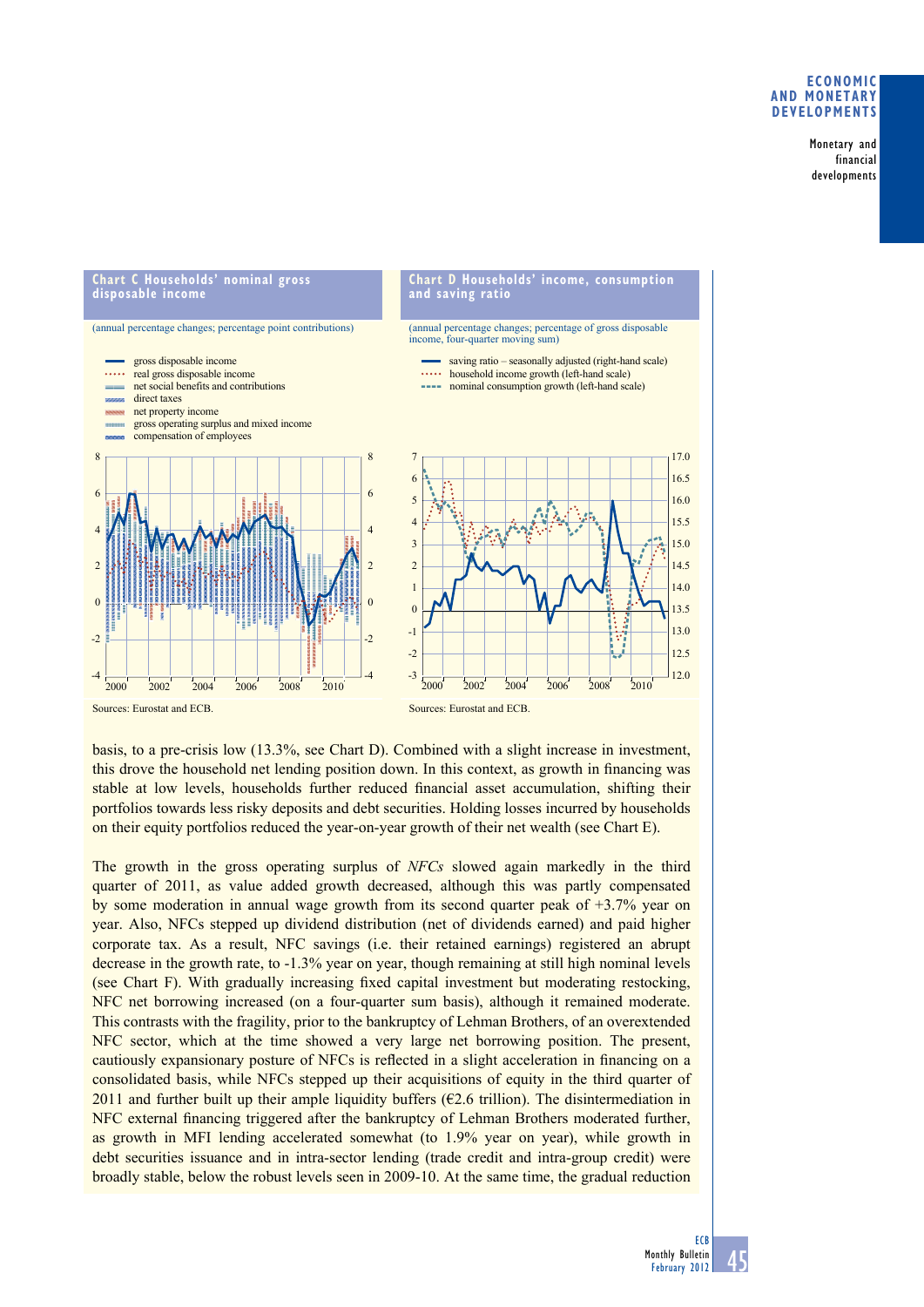**Chart C Households' nominal gross disposable income**

(annual percentage changes; percentage point contributions)

- gross disposable income
- real gross disposable income
- net social benefits and contributions
- direct taxes
- net property income
- gross operating surplus and mixed income
- compensation of employees

Sources: Eurostat and ECB.

**Chart D Households' income, consumption and saving ratio**

(annual percentage changes; percentage of gross disposable income, four-quarter moving sum)

- saving ratio – seasonally adjusted (right-hand scale)
- household income growth (left-hand scale)
- nominal consumption growth (left-hand scale)

Sources: Eurostat and ECB.

basis, to a pre-crisis low (13.3%, see Chart D). Combined with a slight increase in investment, this drove the household net lending position down. In this context, as growth in financing was stable at low levels, households further reduced financial asset accumulation, shifting their portfolios towards less risky deposits and debt securities. Holding losses incurred by households on their equity portfolios reduced the year-on-year growth of their net wealth (see Chart E).

The growth in the gross operating surplus of *NFCs* slowed again markedly in the third quarter of 2011, as value added growth decreased, although this was partly compensated by some moderation in annual wage growth from its second quarter peak of +3.7% year on year. Also, NFCs stepped up dividend distribution (net of dividends earned) and paid higher corporate tax. As a result, NFC savings (i.e. their retained earnings) registered an abrupt decrease in the growth rate, to -1.3% year on year, though remaining at still high nominal levels (see Chart F). With gradually increasing fixed capital investment but moderating restocking, NFC net borrowing increased (on a four-quarter sum basis), although it remained moderate. This contrasts with the fragility, prior to the bankruptcy of Lehman Brothers, of an overextended NFC sector, which at the time showed a very large net borrowing position. The present, cautiously expansionary posture of NFCs is reflected in a slight acceleration in financing on a consolidated basis, while NFCs stepped up their acquisitions of equity in the third quarter of 2011 and further built up their ample liquidity buffers (€2.6 trillion). The disintermediation in NFC external financing triggered after the bankruptcy of Lehman Brothers moderated further, as growth in MFI lending accelerated somewhat (to 1.9% year on year), while growth in debt securities issuance and in intra-sector lending (trade credit and intra-group credit) were broadly stable, below the robust levels seen in 2009-10. At the same time, the gradual reduction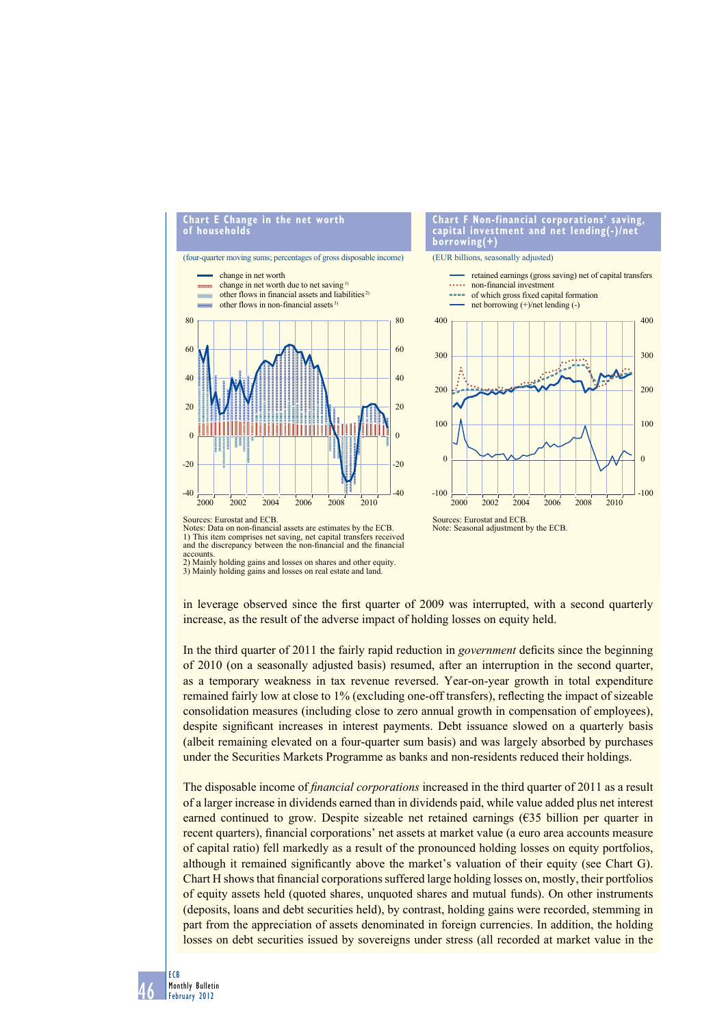**Chart E Change in the net worth of households**

(four-quarter moving sums; percentages of gross disposable income)

- change in net worth
- change in net worth due to net saving [1]
- other flows in financial assets and liabilities [2]
- other flows in non-financial assets [3]

Sources: Eurostat and ECB.
Notes: Data on non-financial assets are estimates by the ECB.
1) This item comprises net saving, net capital transfers received and the discrepancy between the non-financial and the financial accounts.
2) Mainly holding gains and losses on shares and other equity.
3) Mainly holding gains and losses on real estate and land.

**Chart F Non-financial corporations' saving, capital investment and net lending(-)/net borrowing(+)**

(EUR billions, seasonally adjusted)

- retained earnings (gross saving) net of capital transfers
- non-financial investment
- of which gross fixed capital formation
- net borrowing (+)/net lending (-)

Sources: Eurostat and ECB.
Note: Seasonal adjustment by the ECB.

in leverage observed since the first quarter of 2009 was interrupted, with a second quarterly increase, as the result of the adverse impact of holding losses on equity held.

In the third quarter of 2011 the fairly rapid reduction in *government* deficits since the beginning of 2010 (on a seasonally adjusted basis) resumed, after an interruption in the second quarter, as a temporary weakness in tax revenue reversed. Year-on-year growth in total expenditure remained fairly low at close to 1% (excluding one-off transfers), reflecting the impact of sizeable consolidation measures (including close to zero annual growth in compensation of employees), despite significant increases in interest payments. Debt issuance slowed on a quarterly basis (albeit remaining elevated on a four-quarter sum basis) and was largely absorbed by purchases under the Securities Markets Programme as banks and non-residents reduced their holdings.

The disposable income of *financial corporations* increased in the third quarter of 2011 as a result of a larger increase in dividends earned than in dividends paid, while value added plus net interest earned continued to grow. Despite sizeable net retained earnings (€35 billion per quarter in recent quarters), financial corporations' net assets at market value (a euro area accounts measure of capital ratio) fell markedly as a result of the pronounced holding losses on equity portfolios, although it remained significantly above the market's valuation of their equity (see Chart G). Chart H shows that financial corporations suffered large holding losses on, mostly, their portfolios of equity assets held (quoted shares, unquoted shares and mutual funds). On other instruments (deposits, loans and debt securities held), by contrast, holding gains were recorded, stemming in part from the appreciation of assets denominated in foreign currencies. In addition, the holding losses on debt securities issued by sovereigns under stress (all recorded at market value in the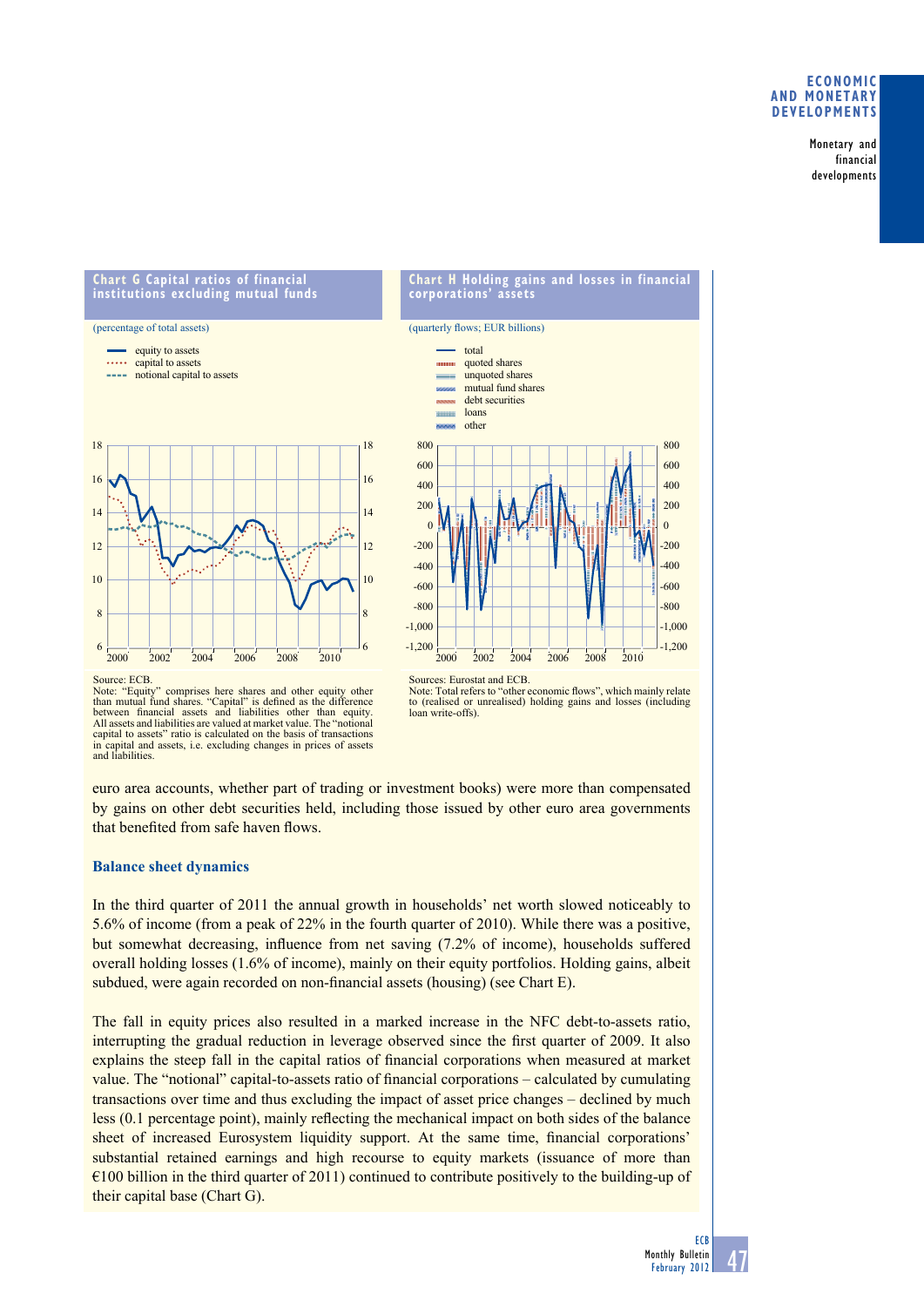### Chart G Capital ratios of financial institutions excluding mutual funds

(percentage of total assets)

equity to assets
capital to assets
notional capital to assets

18 16 14 12 10 8 6
2000 2002 2004 2006 2008 2010

Source: ECB.
Note: "Equity" comprises here shares and other equity other than mutual fund shares. "Capital" is defined as the difference between financial assets and liabilities other than equity. All assets and liabilities are valued at market value. The "notional capital to assets" ratio is calculated on the basis of transactions in capital and assets, i.e. excluding changes in prices of assets and liabilities.

### Chart H Holding gains and losses in financial corporations' assets

(quarterly flows; EUR billions)

total
quoted shares
unquoted shares
mutual fund shares
debt securities
loans
other

800 600 400 200 0 -200 -400 -600 -800 -1,000 -1,200
2000 2002 2004 2006 2008 2010

Sources: Eurostat and ECB.
Note: Total refers to "other economic flows", which mainly relate to (realised or unrealised) holding gains and losses (including loan write-offs).

euro area accounts, whether part of trading or investment books) were more than compensated by gains on other debt securities held, including those issued by other euro area governments that benefited from safe haven flows.

### Balance sheet dynamics

In the third quarter of 2011 the annual growth in households' net worth slowed noticeably to 5.6% of income (from a peak of 22% in the fourth quarter of 2010). While there was a positive, but somewhat decreasing, influence from net saving (7.2% of income), households suffered overall holding losses (1.6% of income), mainly on their equity portfolios. Holding gains, albeit subdued, were again recorded on non-financial assets (housing) (see Chart E).

The fall in equity prices also resulted in a marked increase in the NFC debt-to-assets ratio, interrupting the gradual reduction in leverage observed since the first quarter of 2009. It also explains the steep fall in the capital ratios of financial corporations when measured at market value. The "notional" capital-to-assets ratio of financial corporations – calculated by cumulating transactions over time and thus excluding the impact of asset price changes – declined by much less (0.1 percentage point), mainly reflecting the mechanical impact on both sides of the balance sheet of increased Eurosystem liquidity support. At the same time, financial corporations' substantial retained earnings and high recourse to equity markets (issuance of more than €100 billion in the third quarter of 2011) continued to contribute positively to the building-up of their capital base (Chart G).